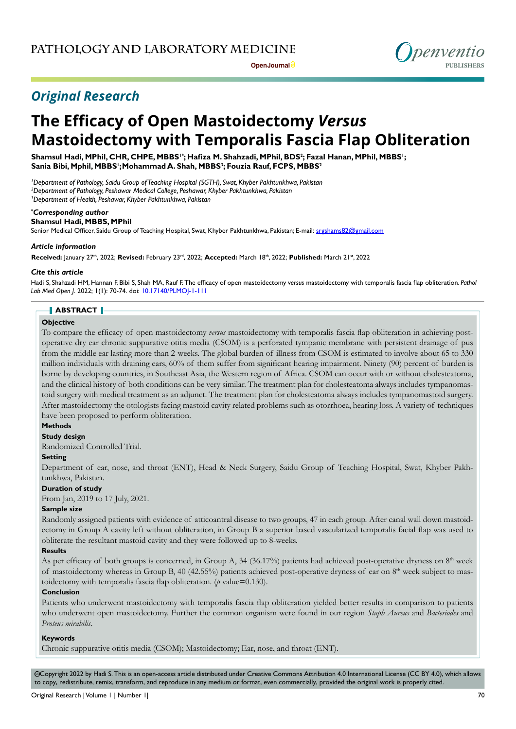## Original Research

# The Efficacy of Open Mastoidectomy *Versus* Mastoidectomy with Temporalis Fascia Flap Obliteration

**Shamsul Hadi, MPhil, CHR, CHPE, MBBS[1*]; Hafiza M. Shahzadi, MPhil, BDS[2]; Fazal Hanan, MPhil, MBBS[1]; Sania Bibi, Mphil, MBBS[1]; Mohammad A. Shah, MBBS[3]; Fouzia Rauf, FCPS, MBBS[2]**

*[1]Department of Pathology, Saidu Group of Teaching Hospital (SGTH), Swat, Khyber Pakhtunkhwa, Pakistan*
*[2]Department of Pathology, Peshawar Medical College, Peshawar, Khyber Pakhtunkhwa, Pakistan*
*[3]Department of Health, Peshawar, Khyber Pakhtunkhwa, Pakistan*

***Corresponding author**
**Shamsul Hadi, MBBS, MPhil**
Senior Medical Officer, Saidu Group of Teaching Hospital, Swat, Khyber Pakhtunkhwa, Pakistan; E-mail: srgshams82@gmail.com

***Article information***
**Received:** January 27th, 2022; **Revised:** February 23rd, 2022; **Accepted:** March 18th, 2022; **Published:** March 21st, 2022

***Cite this article***
Hadi S, Shahzadi HM, Hannan F, Bibi S, Shah MA, Rauf F. The efficacy of open mastoidectomy *versus* mastoidectomy with temporalis fascia flap obliteration. *Pathol Lab Med Open J*. 2022; 1(1): 70-74. doi: 10.17140/PLMOJ-1-111

## ABSTRACT

**Objective**

To compare the efficacy of open mastoidectomy *versus* mastoidectomy with temporalis fascia flap obliteration in achieving post-operative dry ear chronic suppurative otitis media (CSOM) is a perforated tympanic membrane with persistent drainage of pus from the middle ear lasting more than 2-weeks. The global burden of illness from CSOM is estimated to involve about 65 to 330 million individuals with draining ears, 60% of them suffer from significant hearing impairment. Ninety (90) percent of burden is borne by developing countries, in Southeast Asia, the Western region of Africa. CSOM can occur with or without cholesteatoma, and the clinical history of both conditions can be very similar. The treatment plan for cholesteatoma always includes tympanomastoid surgery with medical treatment as an adjunct. The treatment plan for cholesteatoma always includes tympanomastoid surgery. After mastoidectomy the otologists facing mastoid cavity related problems such as otorrhoea, hearing loss. A variety of techniques have been proposed to perform obliteration.

**Methods**

**Study design**

Randomized Controlled Trial.

**Setting**

Department of ear, nose, and throat (ENT), Head & Neck Surgery, Saidu Group of Teaching Hospital, Swat, Khyber Pakhtunkhwa, Pakistan.

**Duration of study**

From Jan, 2019 to 17 July, 2021.

**Sample size**

Randomly assigned patients with evidence of atticoantral disease to two groups, 47 in each group. After canal wall down mastoidectomy in Group A cavity left without obliteration, in Group B a superior based vascularized temporalis facial flap was used to obliterate the resultant mastoid cavity and they were followed up to 8-weeks.

**Results**

As per efficacy of both groups is concerned, in Group A, 34 (36.17%) patients had achieved post-operative dryness on 8th week of mastoidectomy whereas in Group B, 40 (42.55%) patients achieved post-operative dryness of ear on 8th week subject to mastoidectomy with temporalis fascia flap obliteration. (*p* value=0.130).

**Conclusion**

Patients who underwent mastoidectomy with temporalis fascia flap obliteration yielded better results in comparison to patients who underwent open mastoidectomy. Further the common organism were found in our region *Staph Aureus* and *Bacteriodes* and *Proteus mirabilis*.

**Keywords**

Chronic suppurative otitis media (CSOM); Mastoidectomy; Ear, nose, and throat (ENT).

©Copyright 2022 by Hadi S. This is an open-access article distributed under Creative Commons Attribution 4.0 International License (CC BY 4.0), which allows to copy, redistribute, remix, transform, and reproduce in any medium or format, even commercially, provided the original work is properly cited.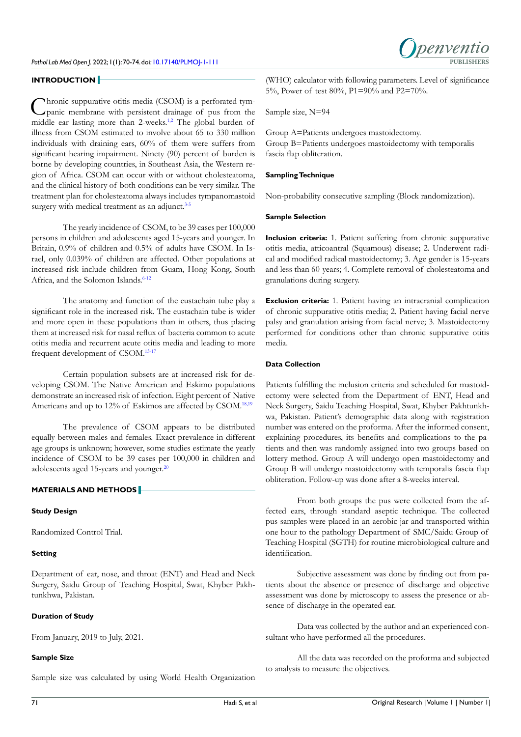## INTRODUCTION

Chronic suppurative otitis media (CSOM) is a perforated tympanic membrane with persistent drainage of pus from the middle ear lasting more than 2-weeks.[1,2] The global burden of illness from CSOM estimated to involve about 65 to 330 million individuals with draining ears, 60% of them were suffers from significant hearing impairment. Ninety (90) percent of burden is borne by developing countries, in Southeast Asia, the Western region of Africa. CSOM can occur with or without cholesteatoma, and the clinical history of both conditions can be very similar. The treatment plan for cholesteatoma always includes tympanomastoid surgery with medical treatment as an adjunct.[3-5]

The yearly incidence of CSOM, to be 39 cases per 100,000 persons in children and adolescents aged 15-years and younger. In Britain, 0.9% of children and 0.5% of adults have CSOM. In Israel, only 0.039% of children are affected. Other populations at increased risk include children from Guam, Hong Kong, South Africa, and the Solomon Islands.[6-12]

The anatomy and function of the eustachain tube play a significant role in the increased risk. The eustachain tube is wider and more open in these populations than in others, thus placing them at increased risk for nasal reflux of bacteria common to acute otitis media and recurrent acute otitis media and leading to more frequent development of CSOM.[13-17]

Certain population subsets are at increased risk for developing CSOM. The Native American and Eskimo populations demonstrate an increased risk of infection. Eight percent of Native Americans and up to 12% of Eskimos are affected by CSOM.[18,19]

The prevalence of CSOM appears to be distributed equally between males and females. Exact prevalence in different age groups is unknown; however, some studies estimate the yearly incidence of CSOM to be 39 cases per 100,000 in children and adolescents aged 15-years and younger.[20]

## MATERIALS AND METHODS

### Study Design

Randomized Control Trial.

### Setting

Department of ear, nose, and throat (ENT) and Head and Neck Surgery, Saidu Group of Teaching Hospital, Swat, Khyber Pakhtunkhwa, Pakistan.

### Duration of Study

From January, 2019 to July, 2021.

### Sample Size

Sample size was calculated by using World Health Organization (WHO) calculator with following parameters. Level of significance 5%, Power of test 80%, P1=90% and P2=70%.

Sample size, N=94

Group A=Patients undergoes mastoidectomy.
Group B=Patients undergoes mastoidectomy with temporalis fascia flap obliteration.

### Sampling Technique

Non-probability consecutive sampling (Block randomization).

### Sample Selection

**Inclusion criteria:** 1. Patient suffering from chronic suppurative otitis media, atticoantral (Squamous) disease; 2. Underwent radical and modified radical mastoidectomy; 3. Age gender is 15-years and less than 60-years; 4. Complete removal of cholesteatoma and granulations during surgery.

**Exclusion criteria:** 1. Patient having an intracranial complication of chronic suppurative otitis media; 2. Patient having facial nerve palsy and granulation arising from facial nerve; 3. Mastoidectomy performed for conditions other than chronic suppurative otitis media.

### Data Collection

Patients fulfilling the inclusion criteria and scheduled for mastoidectomy were selected from the Department of ENT, Head and Neck Surgery, Saidu Teaching Hospital, Swat, Khyber Pakhtunkhwa, Pakistan. Patient's demographic data along with registration number was entered on the proforma. After the informed consent, explaining procedures, its benefits and complications to the patients and then was randomly assigned into two groups based on lottery method. Group A will undergo open mastoidectomy and Group B will undergo mastoidectomy with temporalis fascia flap obliteration. Follow-up was done after a 8-weeks interval.

From both groups the pus were collected from the affected ears, through standard aseptic technique. The collected pus samples were placed in an aerobic jar and transported within one hour to the pathology Department of SMC/Saidu Group of Teaching Hospital (SGTH) for routine microbiological culture and identification.

Subjective assessment was done by finding out from patients about the absence or presence of discharge and objective assessment was done by microscopy to assess the presence or absence of discharge in the operated ear.

Data was collected by the author and an experienced consultant who have performed all the procedures.

All the data was recorded on the proforma and subjected to analysis to measure the objectives.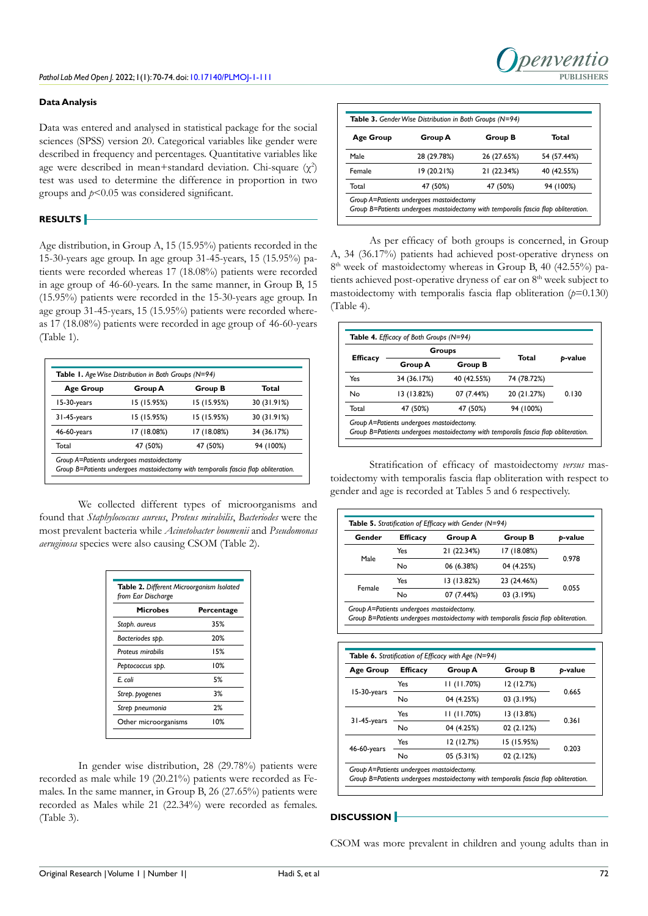### Data Analysis

Data was entered and analysed in statistical package for the social sciences (SPSS) version 20. Categorical variables like gender were described in frequency and percentages. Quantitative variables like age were described in mean+standard deviation. Chi-square ($\chi^2$) test was used to determine the difference in proportion in two groups and $p<0.05$ was considered significant.

## RESULTS

Age distribution, in Group A, 15 (15.95%) patients recorded in the 15-30-years age group. In age group 31-45-years, 15 (15.95%) patients were recorded whereas 17 (18.08%) patients were recorded in age group of 46-60-years. In the same manner, in Group B, 15 (15.95%) patients were recorded in the 15-30-years age group. In age group 31-45-years, 15 (15.95%) patients were recorded whereas 17 (18.08%) patients were recorded in age group of 46-60-years (Table 1).

**Table 1.** *Age Wise Distribution in Both Groups (N=94)*

| Age Group | Group A | Group B | Total |
|---|---|---|---|
| 15-30-years | 15 (15.95%) | 15 (15.95%) | 30 (31.91%) |
| 31-45-years | 15 (15.95%) | 15 (15.95%) | 30 (31.91%) |
| 46-60-years | 17 (18.08%) | 17 (18.08%) | 34 (36.17%) |
| Total | 47 (50%) | 47 (50%) | 94 (100%) |

*Group A=Patients undergoes mastoidectomy*
*Group B=Patients undergoes mastoidectomy with temporalis fascia flap obliteration.*

We collected different types of microorganisms and found that *Staphylococcus aureus*, *Proteus mirabilis*, *Bacteriodes* were the most prevalent bacteria while *Acinetobacter boumenii* and *Pseudomonas aeruginosa* species were also causing CSOM (Table 2).

**Table 2.** *Different Microorganism Isolated from Ear Discharge*

| Microbes | Percentage |
|---|---|
| *Staph. aureus* | 35% |
| *Bacteriodes spp.* | 20% |
| *Proteus mirabilis* | 15% |
| *Peptococcus spp.* | 10% |
| *E. coli* | 5% |
| *Strep. pyogenes* | 3% |
| *Strep pneumonia* | 2% |
| Other microorganisms | 10% |

In gender wise distribution, 28 (29.78%) patients were recorded as male while 19 (20.21%) patients were recorded as Females. In the same manner, in Group B, 26 (27.65%) patients were recorded as Males while 21 (22.34%) were recorded as females. (Table 3).

**Table 3.** *Gender Wise Distribution in Both Groups (N=94)*

| Age Group | Group A | Group B | Total |
|---|---|---|---|
| Male | 28 (29.78%) | 26 (27.65%) | 54 (57.44%) |
| Female | 19 (20.21%) | 21 (22.34%) | 40 (42.55%) |
| Total | 47 (50%) | 47 (50%) | 94 (100%) |

*Group A=Patients undergoes mastoidectomy*
*Group B=Patients undergoes mastoidectomy with temporalis fascia flap obliteration.*

As per efficacy of both groups is concerned, in Group A, 34 (36.17%) patients had achieved post-operative dryness on 8th week of mastoidectomy whereas in Group B, 40 (42.55%) patients achieved post-operative dryness of ear on 8th week subject to mastoidectomy with temporalis fascia flap obliteration ($p$=0.130) (Table 4).

**Table 4.** *Efficacy of Both Groups (N=94)*

| Efficacy | Groups | | Total | *p*-value |
|---|---|---|---|---|
| | Group A | Group B | | |
| Yes | 34 (36.17%) | 40 (42.55%) | 74 (78.72%) | 0.130 |
| No | 13 (13.82%) | 07 (7.44%) | 20 (21.27%) | |
| Total | 47 (50%) | 47 (50%) | 94 (100%) | |

*Group A=Patients undergoes mastoidectomy.*
*Group B=Patients undergoes mastoidectomy with temporalis fascia flap obliteration.*

Stratification of efficacy of mastoidectomy *versus* mastoidectomy with temporalis fascia flap obliteration with respect to gender and age is recorded at Tables 5 and 6 respectively.

**Table 5.** *Stratification of Efficacy with Gender (N=94)*

| Gender | Efficacy | Group A | Group B | *p*-value |
|---|---|---|---|---|
| Male | Yes | 21 (22.34%) | 17 (18.08%) | 0.978 |
| | No | 06 (6.38%) | 04 (4.25%) | |
| Female | Yes | 13 (13.82%) | 23 (24.46%) | 0.055 |
| | No | 07 (7.44%) | 03 (3.19%) | |

*Group A=Patients undergoes mastoidectomy.*
*Group B=Patients undergoes mastoidectomy with temporalis fascia flap obliteration.*

**Table 6.** *Stratification of Efficacy with Age (N=94)*

| Age Group | Efficacy | Group A | Group B | *p*-value |
|---|---|---|---|---|
| 15-30-years | Yes | 11 (11.70%) | 12 (12.7%) | 0.665 |
| | No | 04 (4.25%) | 03 (3.19%) | |
| 31-45-years | Yes | 11 (11.70%) | 13 (13.8%) | 0.361 |
| | No | 04 (4.25%) | 02 (2.12%) | |
| 46-60-years | Yes | 12 (12.7%) | 15 (15.95%) | 0.203 |
| | No | 05 (5.31%) | 02 (2.12%) | |

*Group A=Patients undergoes mastoidectomy.*
*Group B=Patients undergoes mastoidectomy with temporalis fascia flap obliteration.*

## DISCUSSION

CSOM was more prevalent in children and young adults than in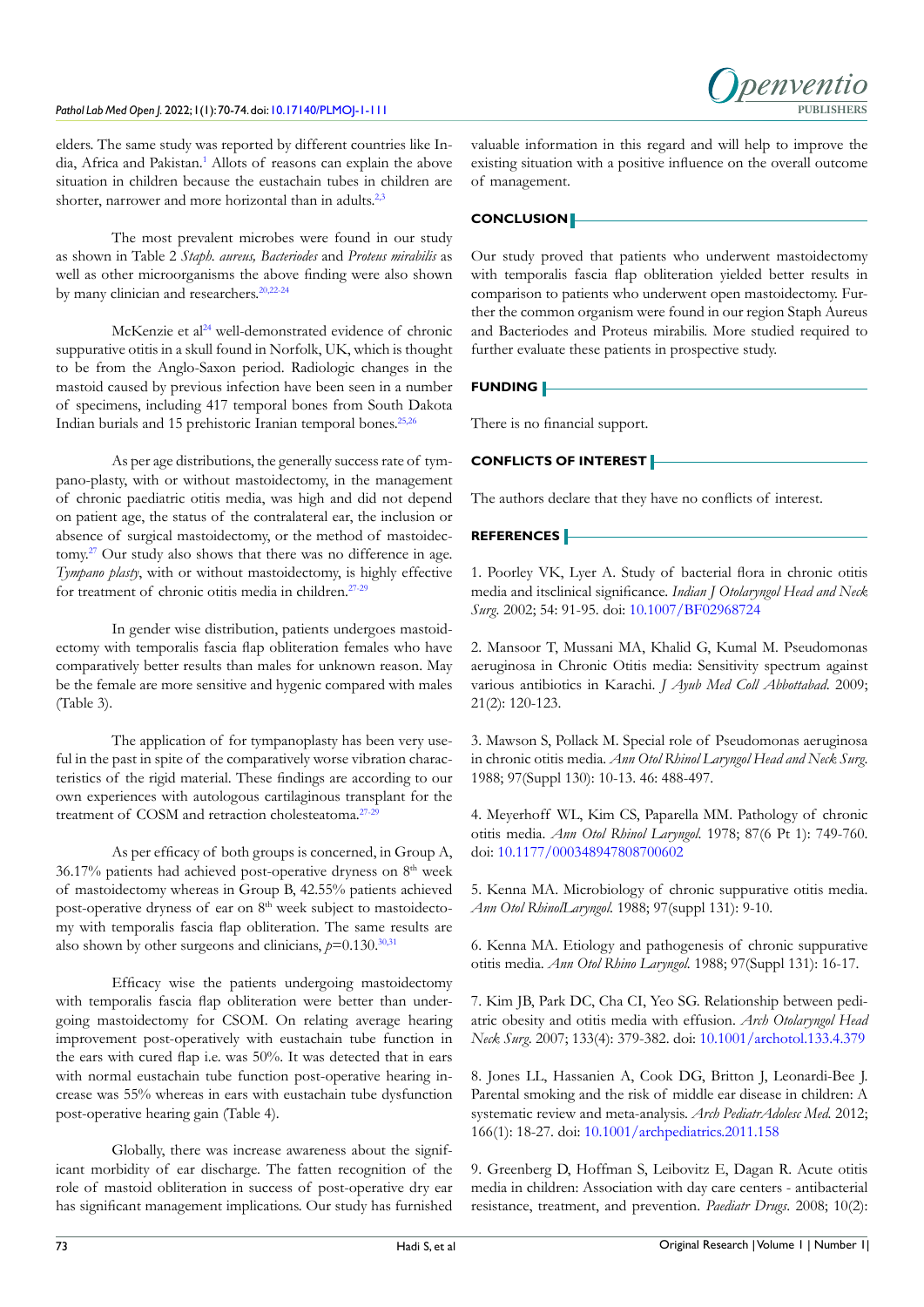elders. The same study was reported by different countries like India, Africa and Pakistan.[1] Allots of reasons can explain the above situation in children because the eustachain tubes in children are shorter, narrower and more horizontal than in adults.[2,3]

The most prevalent microbes were found in our study as shown in Table 2 *Staph. aureus, Bacteriodes* and *Proteus mirabilis* as well as other microorganisms the above finding were also shown by many clinician and researchers.[20,22-24]

McKenzie et al[24] well-demonstrated evidence of chronic suppurative otitis in a skull found in Norfolk, UK, which is thought to be from the Anglo-Saxon period. Radiologic changes in the mastoid caused by previous infection have been seen in a number of specimens, including 417 temporal bones from South Dakota Indian burials and 15 prehistoric Iranian temporal bones.[25,26]

As per age distributions, the generally success rate of tympano-plasty, with or without mastoidectomy, in the management of chronic paediatric otitis media, was high and did not depend on patient age, the status of the contralateral ear, the inclusion or absence of surgical mastoidectomy, or the method of mastoidectomy.[27] Our study also shows that there was no difference in age. *Tympano plasty*, with or without mastoidectomy, is highly effective for treatment of chronic otitis media in children.[27-29]

In gender wise distribution, patients undergoes mastoidectomy with temporalis fascia flap obliteration females who have comparatively better results than males for unknown reason. May be the female are more sensitive and hygenic compared with males (Table 3).

The application of for tympanoplasty has been very useful in the past in spite of the comparatively worse vibration characteristics of the rigid material. These findings are according to our own experiences with autologous cartilaginous transplant for the treatment of COSM and retraction cholesteatoma.[27-29]

As per efficacy of both groups is concerned, in Group A, 36.17% patients had achieved post-operative dryness on 8th week of mastoidectomy whereas in Group B, 42.55% patients achieved post-operative dryness of ear on 8th week subject to mastoidectomy with temporalis fascia flap obliteration. The same results are also shown by other surgeons and clinicians, $p$=0.130.[30,31]

Efficacy wise the patients undergoing mastoidectomy with temporalis fascia flap obliteration were better than undergoing mastoidectomy for CSOM. On relating average hearing improvement post-operatively with eustachain tube function in the ears with cured flap i.e. was 50%. It was detected that in ears with normal eustachain tube function post-operative hearing increase was 55% whereas in ears with eustachain tube dysfunction post-operative hearing gain (Table 4).

Globally, there was increase awareness about the significant morbidity of ear discharge. The fatten recognition of the role of mastoid obliteration in success of post-operative dry ear has significant management implications. Our study has furnished valuable information in this regard and will help to improve the existing situation with a positive influence on the overall outcome of management.

## CONCLUSION

Our study proved that patients who underwent mastoidectomy with temporalis fascia flap obliteration yielded better results in comparison to patients who underwent open mastoidectomy. Further the common organism were found in our region Staph Aureus and Bacteriodes and Proteus mirabilis. More studied required to further evaluate these patients in prospective study.

## FUNDING

There is no financial support.

## CONFLICTS OF INTEREST

The authors declare that they have no conflicts of interest.

## REFERENCES

1. Poorley VK, Lyer A. Study of bacterial flora in chronic otitis media and itsclinical significance. *Indian J Otolaryngol Head and Neck Surg.* 2002; 54: 91-95. doi: 10.1007/BF02968724

2. Mansoor T, Mussani MA, Khalid G, Kumal M. Pseudomonas aeruginosa in Chronic Otitis media: Sensitivity spectrum against various antibiotics in Karachi. *J Ayub Med Coll Abbottabad.* 2009; 21(2): 120-123.

3. Mawson S, Pollack M. Special role of Pseudomonas aeruginosa in chronic otitis media. *Ann Otol Rhinol Laryngol Head and Neck Surg.* 1988; 97(Suppl 130): 10-13. 46: 488-497.

4. Meyerhoff WL, Kim CS, Paparella MM. Pathology of chronic otitis media. *Ann Otol Rhinol Laryngol.* 1978; 87(6 Pt 1): 749-760. doi: 10.1177/000348947808700602

5. Kenna MA. Microbiology of chronic suppurative otitis media. *Ann Otol RhinolLaryngol.* 1988; 97(suppl 131): 9-10.

6. Kenna MA. Etiology and pathogenesis of chronic suppurative otitis media. *Ann Otol Rhino Laryngol.* 1988; 97(Suppl 131): 16-17.

7. Kim JB, Park DC, Cha CI, Yeo SG. Relationship between pediatric obesity and otitis media with effusion. *Arch Otolaryngol Head Neck Surg.* 2007; 133(4): 379-382. doi: 10.1001/archotol.133.4.379

8. Jones LL, Hassanien A, Cook DG, Britton J, Leonardi-Bee J. Parental smoking and the risk of middle ear disease in children: A systematic review and meta-analysis. *Arch PediatrAdolesc Med.* 2012; 166(1): 18-27. doi: 10.1001/archpediatrics.2011.158

9. Greenberg D, Hoffman S, Leibovitz E, Dagan R. Acute otitis media in children: Association with day care centers - antibacterial resistance, treatment, and prevention. *Paediatr Drugs*. 2008; 10(2):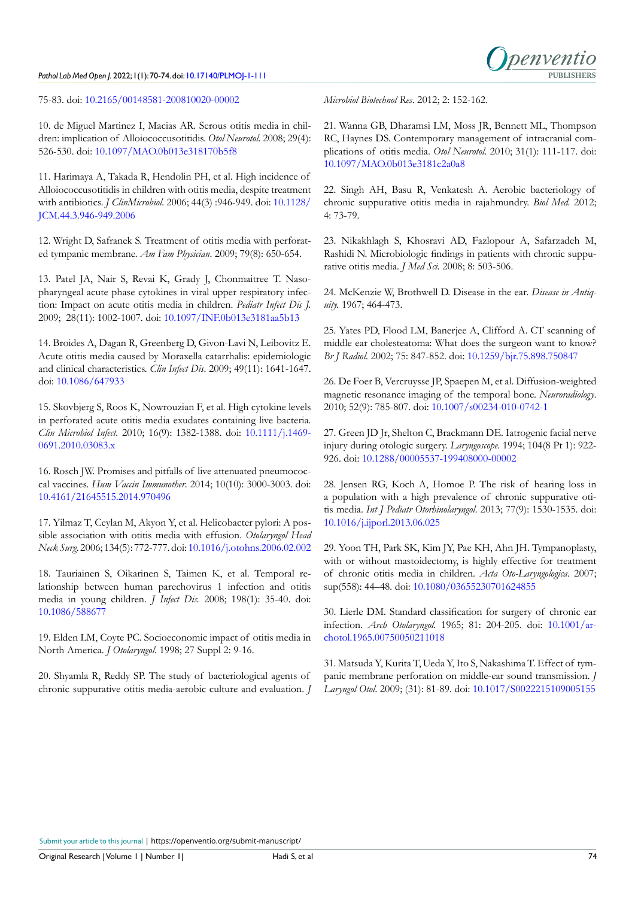75-83. doi: 10.2165/00148581-200810020-00002

10. de Miguel Martinez I, Macias AR. Serous otitis media in children: implication of Alloiococcusotitidis. *Otol Neurotol.* 2008; 29(4): 526-530. doi: 10.1097/MAO.0b013e318170b5f8

11. Harimaya A, Takada R, Hendolin PH, et al. High incidence of Alloiococcusotitidis in children with otitis media, despite treatment with antibiotics. *J ClinMicrobiol.* 2006; 44(3) :946-949. doi: 10.1128/JCM.44.3.946-949.2006

12. Wright D, Safranek S. Treatment of otitis media with perforated tympanic membrane. *Am Fam Physician*. 2009; 79(8): 650-654.

13. Patel JA, Nair S, Revai K, Grady J, Chonmaitree T. Nasopharyngeal acute phase cytokines in viral upper respiratory infection: Impact on acute otitis media in children. *Pediatr Infect Dis J.* 2009; 28(11): 1002-1007. doi: 10.1097/INF.0b013e3181aa5b13

14. Broides A, Dagan R, Greenberg D, Givon-Lavi N, Leibovitz E. Acute otitis media caused by Moraxella catarrhalis: epidemiologic and clinical characteristics. *Clin Infect Dis*. 2009; 49(11): 1641-1647. doi: 10.1086/647933

15. Skovbjerg S, Roos K, Nowrouzian F, et al. High cytokine levels in perforated acute otitis media exudates containing live bacteria. *Clin Microbiol Infect.* 2010; 16(9): 1382-1388. doi: 10.1111/j.1469-0691.2010.03083.x

16. Rosch JW. Promises and pitfalls of live attenuated pneumococcal vaccines. *Hum Vaccin Immunother*. 2014; 10(10): 3000-3003. doi: 10.4161/21645515.2014.970496

17. Yilmaz T, Ceylan M, Akyon Y, et al. Helicobacter pylori: A possible association with otitis media with effusion. *Otolaryngol Head Neck Surg.* 2006; 134(5): 772-777. doi: 10.1016/j.otohns.2006.02.002

18. Tauriainen S, Oikarinen S, Taimen K, et al. Temporal relationship between human parechovirus 1 infection and otitis media in young children. *J Infect Dis.* 2008; 198(1): 35-40. doi: 10.1086/588677

19. Elden LM, Coyte PC. Socioeconomic impact of otitis media in North America. *J Otolaryngol.* 1998; 27 Suppl 2: 9-16.

20. Shyamla R, Reddy SP. The study of bacteriological agents of chronic suppurative otitis media-aerobic culture and evaluation. *J Microbiol Biotechnol Res*. 2012; 2: 152-162.

21. Wanna GB, Dharamsi LM, Moss JR, Bennett ML, Thompson RC, Haynes DS. Contemporary management of intracranial complications of otitis media. *Otol Neurotol.* 2010; 31(1): 111-117. doi: 10.1097/MAO.0b013e3181c2a0a8

22. Singh AH, Basu R, Venkatesh A. Aerobic bacteriology of chronic suppurative otitis media in rajahmundry. *Biol Med.* 2012; 4: 73-79.

23. Nikakhlagh S, Khosravi AD, Fazlopour A, Safarzadeh M, Rashidi N. Microbiologic findings in patients with chronic suppurative otitis media. *J Med Sci.* 2008; 8: 503-506.

24. McKenzie W, Brothwell D. Disease in the ear. *Disease in Antiquity.* 1967; 464-473.

25. Yates PD, Flood LM, Banerjee A, Clifford A. CT scanning of middle ear cholesteatoma: What does the surgeon want to know? *Br J Radiol.* 2002; 75: 847-852. doi: 10.1259/bjr.75.898.750847

26. De Foer B, Vercruysse JP, Spaepen M, et al. Diffusion-weighted magnetic resonance imaging of the temporal bone. *Neuroradiology*. 2010; 52(9): 785-807. doi: 10.1007/s00234-010-0742-1

27. Green JD Jr, Shelton C, Brackmann DE. Iatrogenic facial nerve injury during otologic surgery. *Laryngoscope*. 1994; 104(8 Pt 1): 922-926. doi: 10.1288/00005537-199408000-00002

28. Jensen RG, Koch A, Homoe P. The risk of hearing loss in a population with a high prevalence of chronic suppurative otitis media. *Int J Pediatr Otorhinolaryngol*. 2013; 77(9): 1530-1535. doi: 10.1016/j.ijporl.2013.06.025

29. Yoon TH, Park SK, Kim JY, Pae KH, Ahn JH. Tympanoplasty, with or without mastoidectomy, is highly effective for treatment of chronic otitis media in children. *Acta Oto-Laryngologica*. 2007; sup(558): 44–48. doi: 10.1080/03655230701624855

30. Lierle DM. Standard classification for surgery of chronic ear infection. *Arch Otolaryngol.* 1965; 81: 204-205. doi: 10.1001/archotol.1965.00750050211018

31. Matsuda Y, Kurita T, Ueda Y, Ito S, Nakashima T. Effect of tympanic membrane perforation on middle-ear sound transmission. *J Laryngol Otol*. 2009; (31): 81-89. doi: 10.1017/S0022215109005155